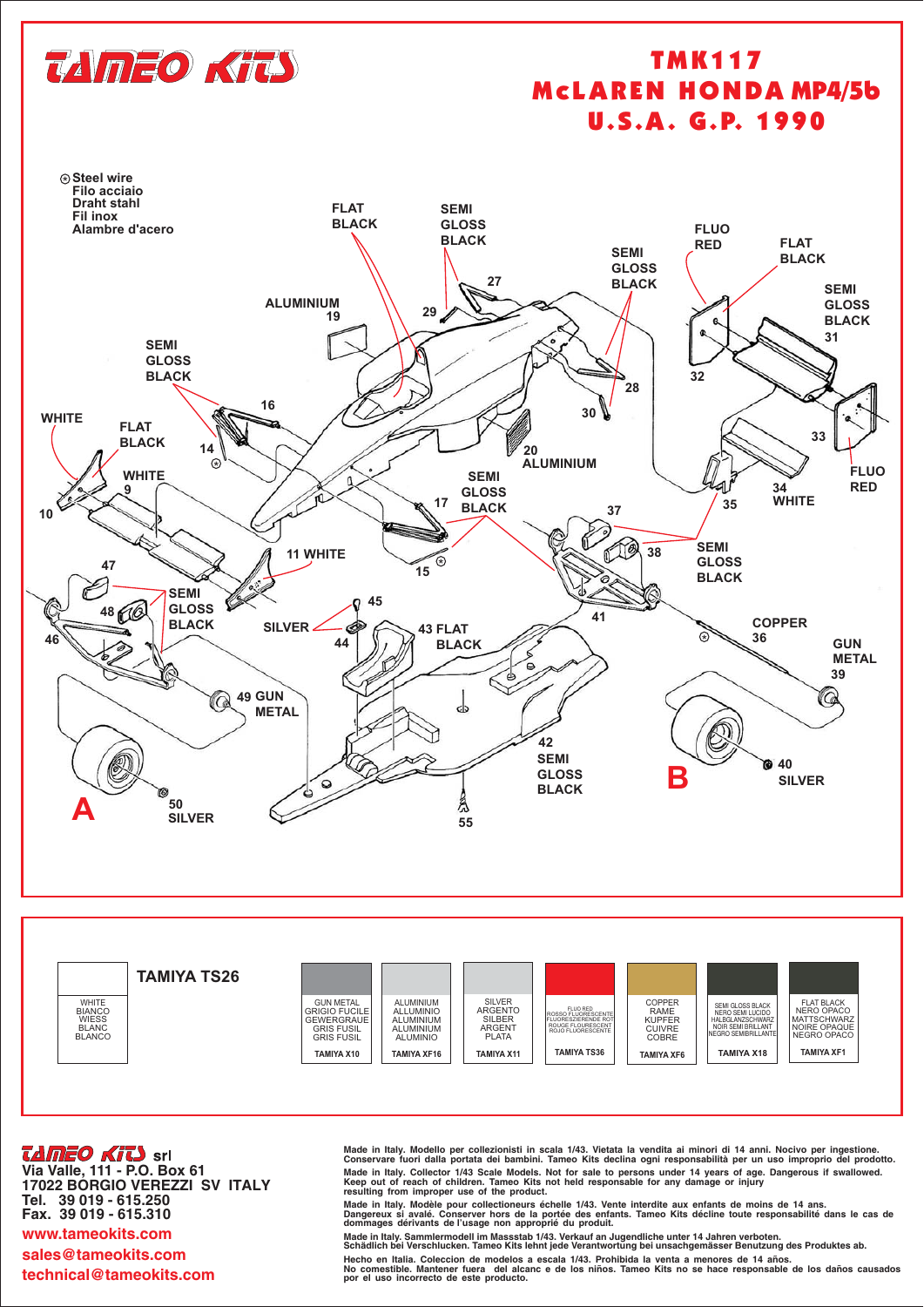# TAMEO KITS

## TMK117
## McLAREN HONDA MP4/5b
## U.S.A. G.P. 1990

⊛ Steel wire
Filo acciaio
Draht stahl
Fil inox
Alambre d'acero

FLAT BLACK
SEMI GLOSS BLACK
FLUO RED
FLAT BLACK
SEMI GLOSS BLACK
ALUMINIUM 19
27
29
SEMI GLOSS BLACK 31
SEMI GLOSS BLACK
16
28
32
WHITE
FLAT BLACK
30
14
20 ALUMINIUM
33
WHITE 9
SEMI GLOSS BLACK
FLUO RED
10
17
37
34 WHITE
35
11 WHITE
SEMI GLOSS BLACK
47
15
38
SEMI GLOSS BLACK
45
48
SILVER
41
44
43 FLAT BLACK
COPPER 36
46
GUN METAL 39
49 GUN METAL
42 SEMI GLOSS BLACK
40 SILVER
A
B
50 SILVER
55

| TAMIYA TS26 | | | | | | | |
|---|---|---|---|---|---|---|---|
| WHITE BIANCO WIESS BLANC BLANCO | GUN METAL GRIGIO FUCILE GEWERGRAUE GRIS FUSIL GRIS FUSIL | ALUMINIUM ALLUMINIO ALUMINIUM ALUMINIUM ALUMINIO | SILVER ARGENTO SILBER ARGENT PLATA | FLUO RED ROSSO FLUORESCENTE FLUORESZIERENDE ROT ROUGE FLOURESCENT ROJO FLUORESCENTE | COPPER RAME KUPFER CUIVRE COBRE | SEMI GLOSS BLACK NERO SEMI LUCIDO HALBGLANZSCHWARZ NOIR SEMI BRILLANT NEGRO SEMIBRILLANTE | FLAT BLACK NERO OPACO MATTSCHWARZ NOIRE OPAQUE NEGRO OPACO |
| | TAMIYA X10 | TAMIYA XF16 | TAMIYA X11 | TAMIYA TS36 | TAMIYA XF6 | TAMIYA X18 | TAMIYA XF1 |

**TAMEO KITS srl**
**Via Valle, 111 - P.O. Box 61**
**17022 BORGIO VEREZZI SV ITALY**
**Tel. 39 019 - 615.250**
**Fax. 39 019 - 615.310**
**www.tameokits.com**
**sales@tameokits.com**
**technical@tameokits.com**

Made in Italy. Modello per collezionisti in scala 1/43. Vietata la vendita ai minori di 14 anni. Nocivo per ingestione. Conservare fuori dalla portata dei bambini. Tameo Kits declina ogni responsabilità per uso improprio del prodotto.

Made in Italy. Collector 1/43 Scale Models. Not for sale to persons under 14 years of age. Dangerous if swallowed. Keep out of reach of children. Tameo Kits not held responsable for any damage or injury resulting from improper use of the product.

Made in Italy. Modèle pour collectionneurs échelle 1/43. Vente interdite aux enfants de moins de 14 ans. Dangereux si avalé. Conserver hors de la portée des enfants. Tameo Kits décline toute responsabilité dans le cas de dommages dérivants de l'usage non approprié du produit.

Made in Italy. Sammlermodell im Massstab 1/43. Verkauf an Jugendliche unter 14 Jahren verboten. Schädlich bei Verschlucken. Tameo Kits lehnt jede Verantwortung bei unsachgemässer Benutzung des Produktes ab.

Hecho en Italia. Coleccion de modelos a escala 1/43. Prohibida la venta a menores de 14 años. No comestible. Mantener fuera del alcance e de los niños. Tameo Kits no se hace responsable de los daños causados por el uso incorrecto de este producto.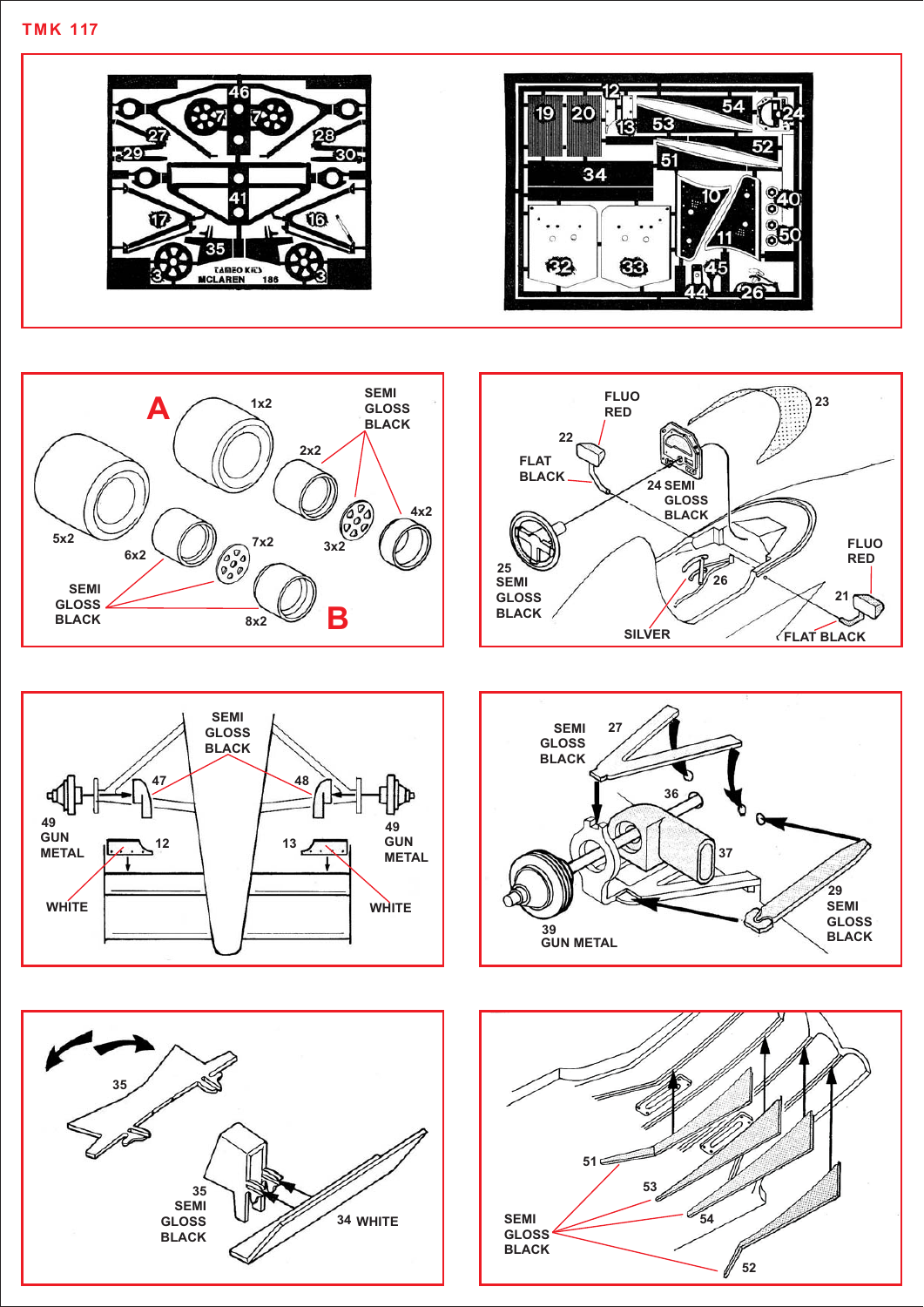TMK 117

A

1x2

SEMI GLOSS BLACK

2x2

4x2

5x2

6x2

7x2

3x2

SEMI GLOSS BLACK

8x2

B

FLUO RED

23

22

FLAT BLACK

24 SEMI GLOSS BLACK

25 SEMI GLOSS BLACK

26

FLUO RED

21

SILVER

FLAT BLACK

SEMI GLOSS BLACK

47

48

49 GUN METAL

12

13

49 GUN METAL

WHITE

WHITE

SEMI GLOSS BLACK

27

36

37

39 GUN METAL

29 SEMI GLOSS BLACK

35

35 SEMI GLOSS BLACK

34 WHITE

51

53

54

SEMI GLOSS BLACK

52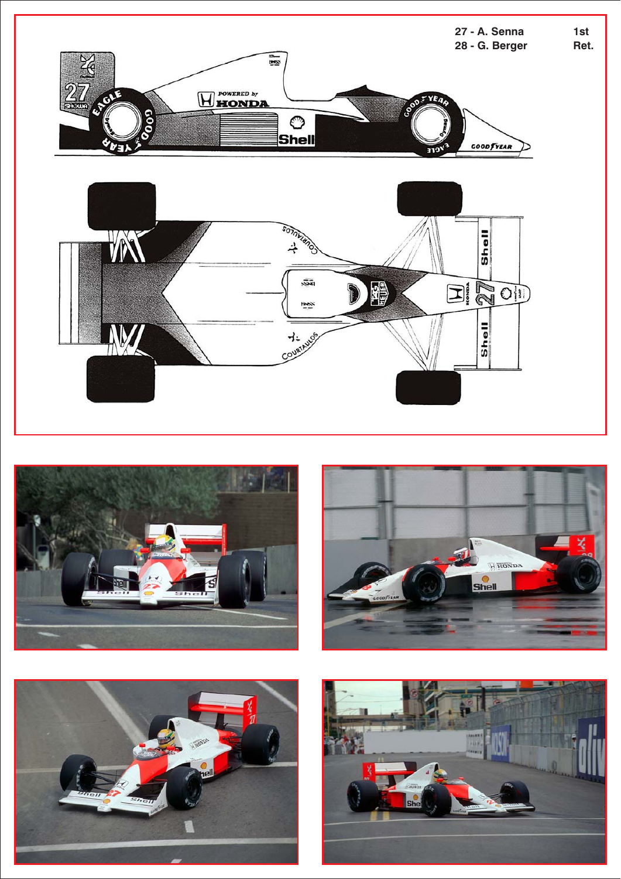| | |
|---|---|
| 27 - A. Senna | 1st |
| 28 - G. Berger | Ret. |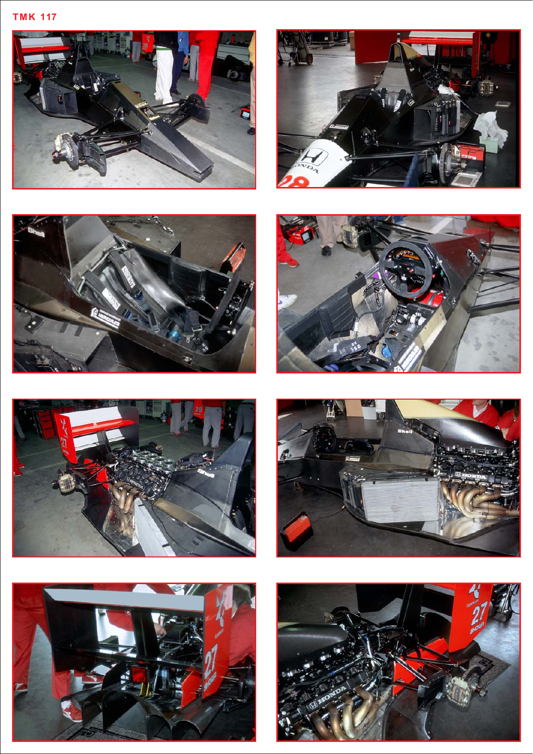TMK 117